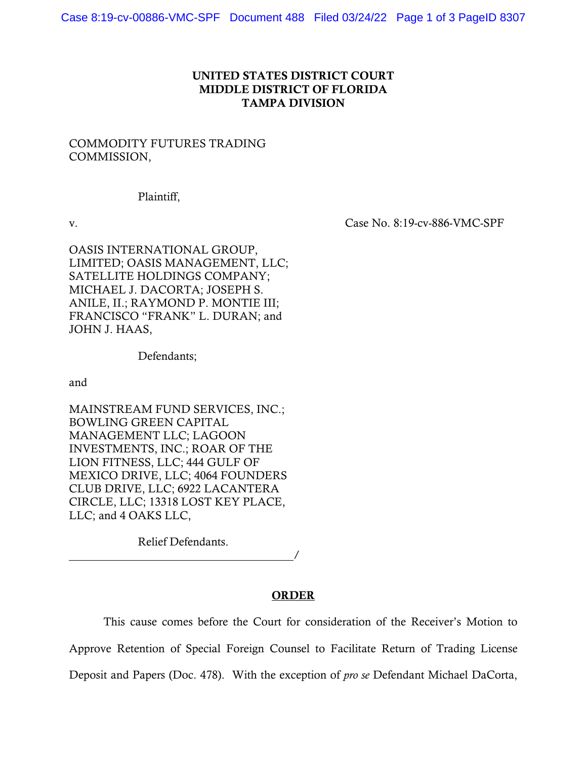**UNITED STATES DISTRICT COURT**
**MIDDLE DISTRICT OF FLORIDA**
**TAMPA DIVISION**

COMMODITY FUTURES TRADING COMMISSION,

Plaintiff,

v. Case No. 8:19-cv-886-VMC-SPF

OASIS INTERNATIONAL GROUP, LIMITED; OASIS MANAGEMENT, LLC; SATELLITE HOLDINGS COMPANY; MICHAEL J. DACORTA; JOSEPH S. ANILE, II.; RAYMOND P. MONTIE III; FRANCISCO "FRANK" L. DURAN; and JOHN J. HAAS,

Defendants;

and

MAINSTREAM FUND SERVICES, INC.; BOWLING GREEN CAPITAL MANAGEMENT LLC; LAGOON INVESTMENTS, INC.; ROAR OF THE LION FITNESS, LLC; 444 GULF OF MEXICO DRIVE, LLC; 4064 FOUNDERS CLUB DRIVE, LLC; 6922 LACANTERA CIRCLE, LLC; 13318 LOST KEY PLACE, LLC; and 4 OAKS LLC,

Relief Defendants.
_______________________________________/

**ORDER**

This cause comes before the Court for consideration of the Receiver's Motion to Approve Retention of Special Foreign Counsel to Facilitate Return of Trading License Deposit and Papers (Doc. 478). With the exception of *pro se* Defendant Michael DaCorta,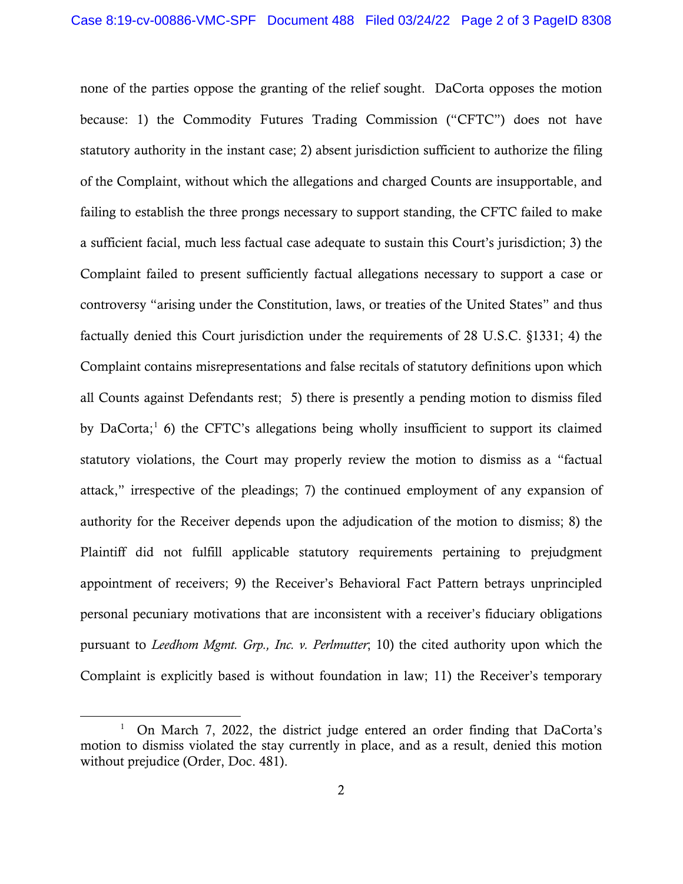none of the parties oppose the granting of the relief sought. DaCorta opposes the motion because: 1) the Commodity Futures Trading Commission ("CFTC") does not have statutory authority in the instant case; 2) absent jurisdiction sufficient to authorize the filing of the Complaint, without which the allegations and charged Counts are insupportable, and failing to establish the three prongs necessary to support standing, the CFTC failed to make a sufficient facial, much less factual case adequate to sustain this Court's jurisdiction; 3) the Complaint failed to present sufficiently factual allegations necessary to support a case or controversy "arising under the Constitution, laws, or treaties of the United States" and thus factually denied this Court jurisdiction under the requirements of 28 U.S.C. §1331; 4) the Complaint contains misrepresentations and false recitals of statutory definitions upon which all Counts against Defendants rest; 5) there is presently a pending motion to dismiss filed by DaCorta;[1] 6) the CFTC's allegations being wholly insufficient to support its claimed statutory violations, the Court may properly review the motion to dismiss as a "factual attack," irrespective of the pleadings; 7) the continued employment of any expansion of authority for the Receiver depends upon the adjudication of the motion to dismiss; 8) the Plaintiff did not fulfill applicable statutory requirements pertaining to prejudgment appointment of receivers; 9) the Receiver's Behavioral Fact Pattern betrays unprincipled personal pecuniary motivations that are inconsistent with a receiver's fiduciary obligations pursuant to *Leedhom Mgmt. Grp., Inc. v. Perlmutter*; 10) the cited authority upon which the Complaint is explicitly based is without foundation in law; 11) the Receiver's temporary

[1] On March 7, 2022, the district judge entered an order finding that DaCorta's motion to dismiss violated the stay currently in place, and as a result, denied this motion without prejudice (Order, Doc. 481).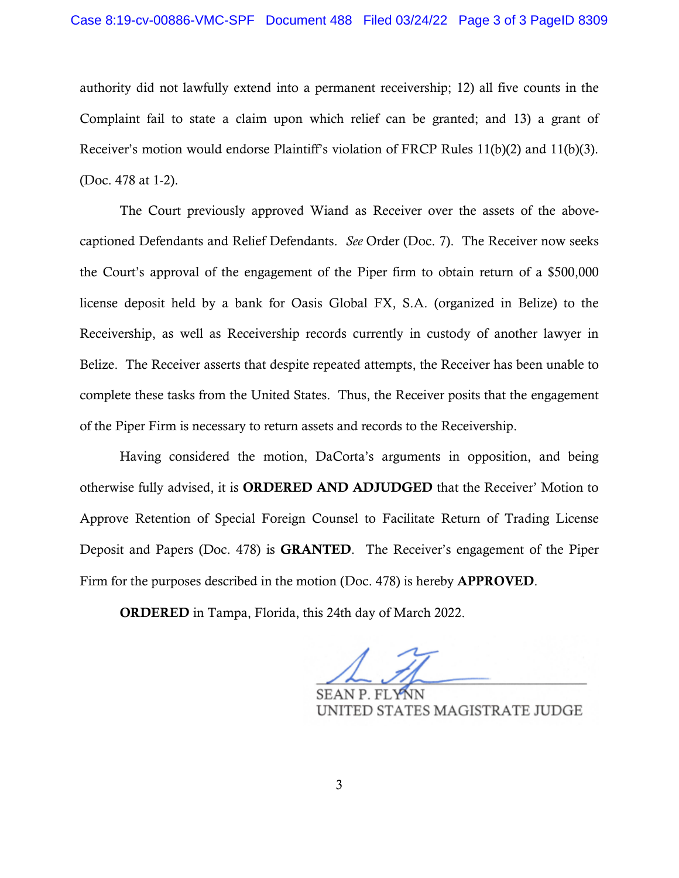authority did not lawfully extend into a permanent receivership; 12) all five counts in the Complaint fail to state a claim upon which relief can be granted; and 13) a grant of Receiver's motion would endorse Plaintiff's violation of FRCP Rules 11(b)(2) and 11(b)(3). (Doc. 478 at 1-2).

The Court previously approved Wiand as Receiver over the assets of the above-captioned Defendants and Relief Defendants. *See* Order (Doc. 7). The Receiver now seeks the Court's approval of the engagement of the Piper firm to obtain return of a $500,000 license deposit held by a bank for Oasis Global FX, S.A. (organized in Belize) to the Receivership, as well as Receivership records currently in custody of another lawyer in Belize. The Receiver asserts that despite repeated attempts, the Receiver has been unable to complete these tasks from the United States. Thus, the Receiver posits that the engagement of the Piper Firm is necessary to return assets and records to the Receivership.

Having considered the motion, DaCorta's arguments in opposition, and being otherwise fully advised, it is **ORDERED AND ADJUDGED** that the Receiver' Motion to Approve Retention of Special Foreign Counsel to Facilitate Return of Trading License Deposit and Papers (Doc. 478) is **GRANTED**. The Receiver's engagement of the Piper Firm for the purposes described in the motion (Doc. 478) is hereby **APPROVED**.

**ORDERED** in Tampa, Florida, this 24th day of March 2022.

SEAN P. FLYNN
UNITED STATES MAGISTRATE JUDGE